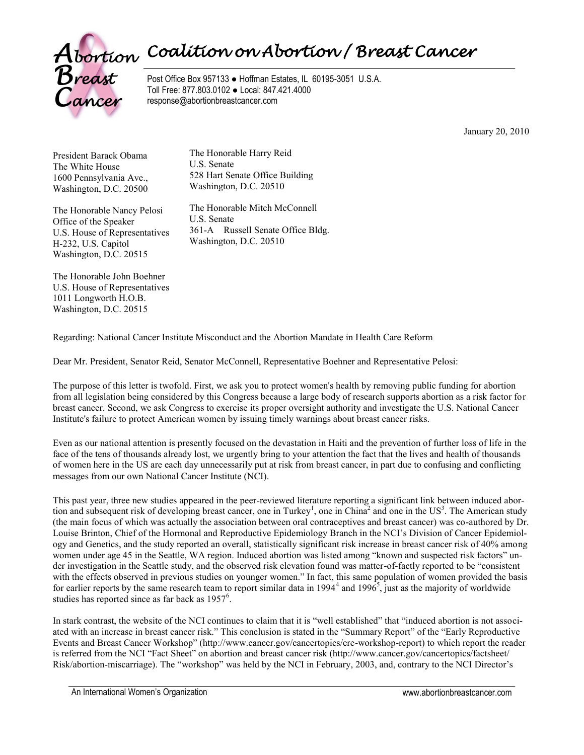# Coalition on Abortion / Breast Cancer

Post Office Box 957133 ● Hoffman Estates, IL 60195-3051 U.S.A.
Toll Free: 877.803.0102 ● Local: 847.421.4000
response@abortionbreastcancer.com

January 20, 2010

President Barack Obama
The White House
1600 Pennsylvania Ave.,
Washington, D.C. 20500

The Honorable Nancy Pelosi
Office of the Speaker
U.S. House of Representatives
H-232, U.S. Capitol
Washington, D.C. 20515

The Honorable John Boehner
U.S. House of Representatives
1011 Longworth H.O.B.
Washington, D.C. 20515

The Honorable Harry Reid
U.S. Senate
528 Hart Senate Office Building
Washington, D.C. 20510

The Honorable Mitch McConnell
U.S. Senate
361-A Russell Senate Office Bldg.
Washington, D.C. 20510

Regarding: National Cancer Institute Misconduct and the Abortion Mandate in Health Care Reform

Dear Mr. President, Senator Reid, Senator McConnell, Representative Boehner and Representative Pelosi:

The purpose of this letter is twofold. First, we ask you to protect women's health by removing public funding for abortion from all legislation being considered by this Congress because a large body of research supports abortion as a risk factor for breast cancer. Second, we ask Congress to exercise its proper oversight authority and investigate the U.S. National Cancer Institute's failure to protect American women by issuing timely warnings about breast cancer risks.

Even as our national attention is presently focused on the devastation in Haiti and the prevention of further loss of life in the face of the tens of thousands already lost, we urgently bring to your attention the fact that the lives and health of thousands of women here in the US are each day unnecessarily put at risk from breast cancer, in part due to confusing and conflicting messages from our own National Cancer Institute (NCI).

This past year, three new studies appeared in the peer-reviewed literature reporting a significant link between induced abortion and subsequent risk of developing breast cancer, one in Turkey[1], one in China[2] and one in the US[3]. The American study (the main focus of which was actually the association between oral contraceptives and breast cancer) was co-authored by Dr. Louise Brinton, Chief of the Hormonal and Reproductive Epidemiology Branch in the NCI's Division of Cancer Epidemiology and Genetics, and the study reported an overall, statistically significant risk increase in breast cancer risk of 40% among women under age 45 in the Seattle, WA region. Induced abortion was listed among "known and suspected risk factors" under investigation in the Seattle study, and the observed risk elevation found was matter-of-factly reported to be "consistent with the effects observed in previous studies on younger women." In fact, this same population of women provided the basis for earlier reports by the same research team to report similar data in 1994[4] and 1996[5], just as the majority of worldwide studies has reported since as far back as 1957[6].

In stark contrast, the website of the NCI continues to claim that it is "well established" that "induced abortion is not associated with an increase in breast cancer risk." This conclusion is stated in the "Summary Report" of the "Early Reproductive Events and Breast Cancer Workshop" (http://www.cancer.gov/cancertopics/ere-workshop-report) to which report the reader is referred from the NCI "Fact Sheet" on abortion and breast cancer risk (http://www.cancer.gov/cancertopics/factsheet/Risk/abortion-miscarriage). The "workshop" was held by the NCI in February, 2003, and, contrary to the NCI Director's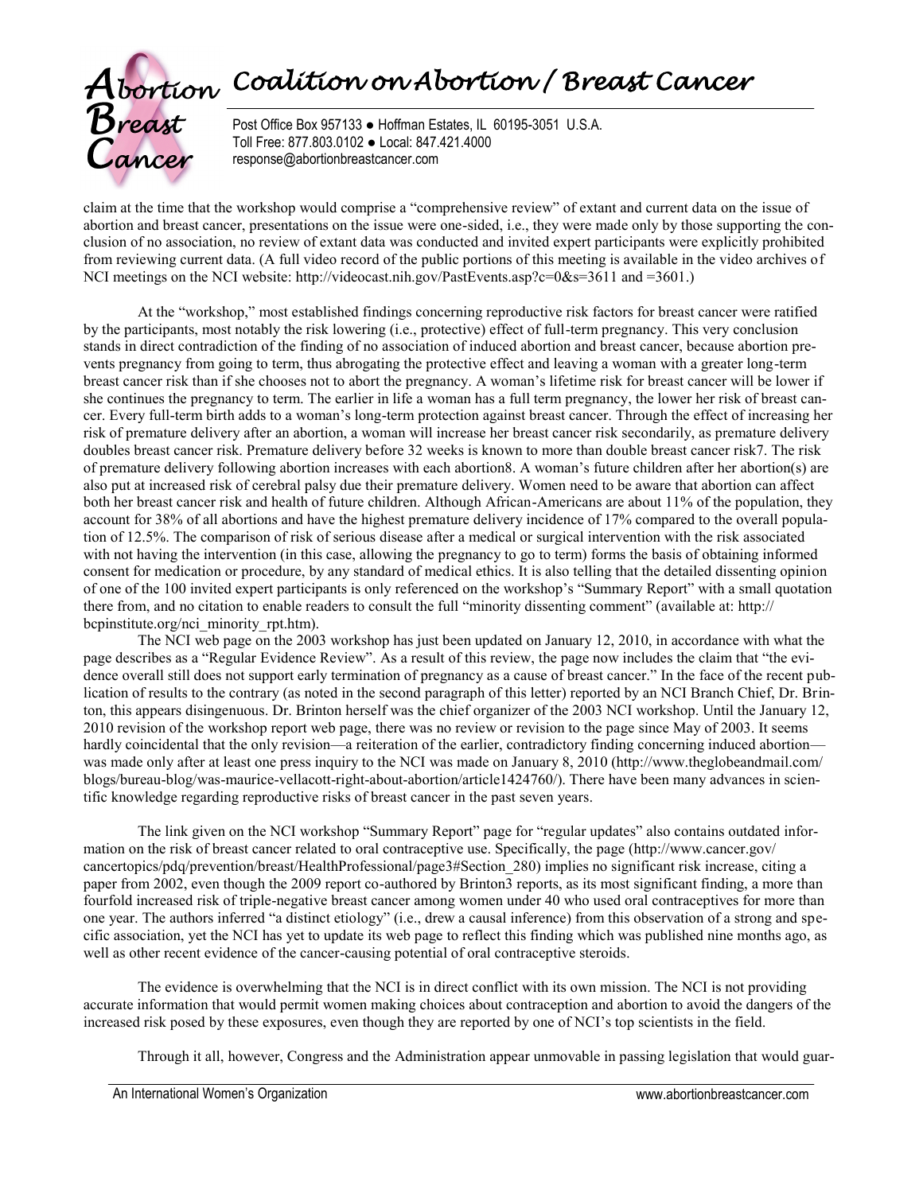claim at the time that the workshop would comprise a "comprehensive review" of extant and current data on the issue of abortion and breast cancer, presentations on the issue were one-sided, i.e., they were made only by those supporting the conclusion of no association, no review of extant data was conducted and invited expert participants were explicitly prohibited from reviewing current data. (A full video record of the public portions of this meeting is available in the video archives of NCI meetings on the NCI website: http://videocast.nih.gov/PastEvents.asp?c=0&s=3611 and =3601.)

At the "workshop," most established findings concerning reproductive risk factors for breast cancer were ratified by the participants, most notably the risk lowering (i.e., protective) effect of full-term pregnancy. This very conclusion stands in direct contradiction of the finding of no association of induced abortion and breast cancer, because abortion prevents pregnancy from going to term, thus abrogating the protective effect and leaving a woman with a greater long-term breast cancer risk than if she chooses not to abort the pregnancy. A woman's lifetime risk for breast cancer will be lower if she continues the pregnancy to term. The earlier in life a woman has a full term pregnancy, the lower her risk of breast cancer. Every full-term birth adds to a woman's long-term protection against breast cancer. Through the effect of increasing her risk of premature delivery after an abortion, a woman will increase her breast cancer risk secondarily, as premature delivery doubles breast cancer risk. Premature delivery before 32 weeks is known to more than double breast cancer risk[7]. The risk of premature delivery following abortion increases with each abortion[8]. A woman's future children after her abortion(s) are also put at increased risk of cerebral palsy due their premature delivery. Women need to be aware that abortion can affect both her breast cancer risk and health of future children. Although African-Americans are about 11% of the population, they account for 38% of all abortions and have the highest premature delivery incidence of 17% compared to the overall population of 12.5%. The comparison of risk of serious disease after a medical or surgical intervention with the risk associated with not having the intervention (in this case, allowing the pregnancy to go to term) forms the basis of obtaining informed consent for medication or procedure, by any standard of medical ethics. It is also telling that the detailed dissenting opinion of one of the 100 invited expert participants is only referenced on the workshop's "Summary Report" with a small quotation there from, and no citation to enable readers to consult the full "minority dissenting comment" (available at: http://bcpinstitute.org/nci_minority_rpt.htm).

The NCI web page on the 2003 workshop has just been updated on January 12, 2010, in accordance with what the page describes as a "Regular Evidence Review". As a result of this review, the page now includes the claim that "the evidence overall still does not support early termination of pregnancy as a cause of breast cancer." In the face of the recent publication of results to the contrary (as noted in the second paragraph of this letter) reported by an NCI Branch Chief, Dr. Brinton, this appears disingenuous. Dr. Brinton herself was the chief organizer of the 2003 NCI workshop. Until the January 12, 2010 revision of the workshop report web page, there was no review or revision to the page since May of 2003. It seems hardly coincidental that the only revision—a reiteration of the earlier, contradictory finding concerning induced abortion—was made only after at least one press inquiry to the NCI was made on January 8, 2010 (http://www.theglobeandmail.com/blogs/bureau-blog/was-maurice-vellacott-right-about-abortion/article1424760/). There have been many advances in scientific knowledge regarding reproductive risks of breast cancer in the past seven years.

The link given on the NCI workshop "Summary Report" page for "regular updates" also contains outdated information on the risk of breast cancer related to oral contraceptive use. Specifically, the page (http://www.cancer.gov/cancertopics/pdq/prevention/breast/HealthProfessional/page3#Section_280) implies no significant risk increase, citing a paper from 2002, even though the 2009 report co-authored by Brinton[3] reports, as its most significant finding, a more than fourfold increased risk of triple-negative breast cancer among women under 40 who used oral contraceptives for more than one year. The authors inferred "a distinct etiology" (i.e., drew a causal inference) from this observation of a strong and specific association, yet the NCI has yet to update its web page to reflect this finding which was published nine months ago, as well as other recent evidence of the cancer-causing potential of oral contraceptive steroids.

The evidence is overwhelming that the NCI is in direct conflict with its own mission. The NCI is not providing accurate information that would permit women making choices about contraception and abortion to avoid the dangers of the increased risk posed by these exposures, even though they are reported by one of NCI's top scientists in the field.

Through it all, however, Congress and the Administration appear unmovable in passing legislation that would guar-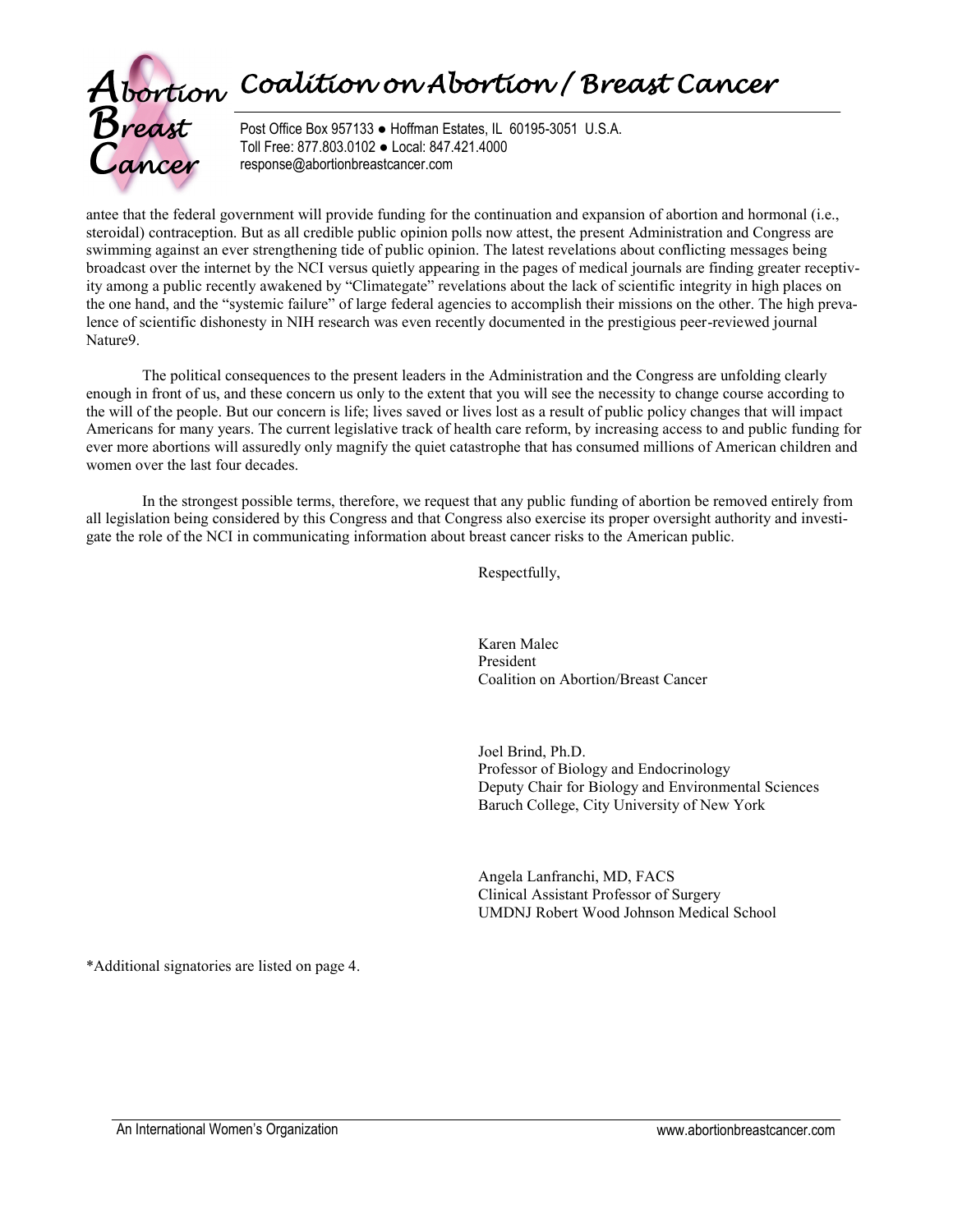antee that the federal government will provide funding for the continuation and expansion of abortion and hormonal (i.e., steroidal) contraception. But as all credible public opinion polls now attest, the present Administration and Congress are swimming against an ever strengthening tide of public opinion. The latest revelations about conflicting messages being broadcast over the internet by the NCI versus quietly appearing in the pages of medical journals are finding greater receptivity among a public recently awakened by "Climategate" revelations about the lack of scientific integrity in high places on the one hand, and the "systemic failure" of large federal agencies to accomplish their missions on the other. The high prevalence of scientific dishonesty in NIH research was even recently documented in the prestigious peer-reviewed journal Nature[9].

The political consequences to the present leaders in the Administration and the Congress are unfolding clearly enough in front of us, and these concern us only to the extent that you will see the necessity to change course according to the will of the people. But our concern is life; lives saved or lives lost as a result of public policy changes that will impact Americans for many years. The current legislative track of health care reform, by increasing access to and public funding for ever more abortions will assuredly only magnify the quiet catastrophe that has consumed millions of American children and women over the last four decades.

In the strongest possible terms, therefore, we request that any public funding of abortion be removed entirely from all legislation being considered by this Congress and that Congress also exercise its proper oversight authority and investigate the role of the NCI in communicating information about breast cancer risks to the American public.

Respectfully,

Karen Malec
President
Coalition on Abortion/Breast Cancer

Joel Brind, Ph.D.
Professor of Biology and Endocrinology
Deputy Chair for Biology and Environmental Sciences
Baruch College, City University of New York

Angela Lanfranchi, MD, FACS
Clinical Assistant Professor of Surgery
UMDNJ Robert Wood Johnson Medical School

*Additional signatories are listed on page 4.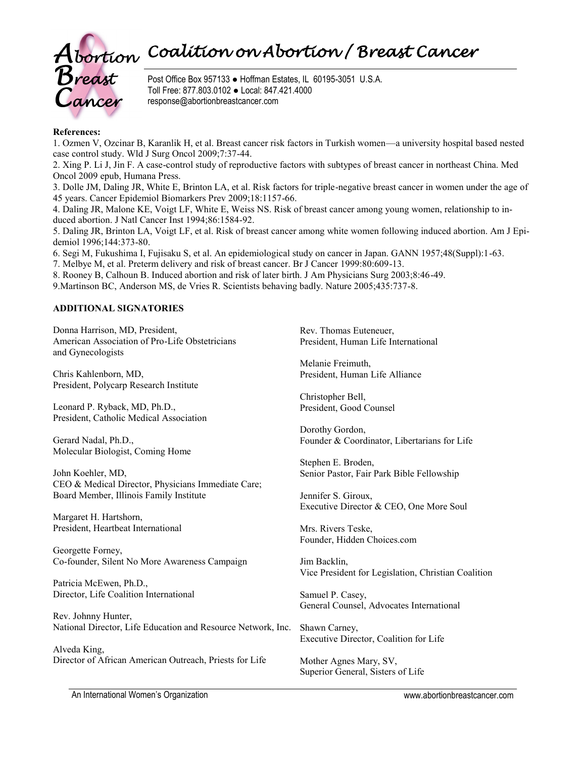# Coalition on Abortion / Breast Cancer

Post Office Box 957133 ● Hoffman Estates, IL 60195-3051 U.S.A.
Toll Free: 877.803.0102 ● Local: 847.421.4000
response@abortionbreastcancer.com

**References:**

1. Ozmen V, Ozcinar B, Karanlik H, et al. Breast cancer risk factors in Turkish women—a university hospital based nested case control study. Wld J Surg Oncol 2009;7:37-44.
2. Xing P. Li J, Jin F. A case-control study of reproductive factors with subtypes of breast cancer in northeast China. Med Oncol 2009 epub, Humana Press.
3. Dolle JM, Daling JR, White E, Brinton LA, et al. Risk factors for triple-negative breast cancer in women under the age of 45 years. Cancer Epidemiol Biomarkers Prev 2009;18:1157-66.
4. Daling JR, Malone KE, Voigt LF, White E, Weiss NS. Risk of breast cancer among young women, relationship to induced abortion. J Natl Cancer Inst 1994;86:1584-92.
5. Daling JR, Brinton LA, Voigt LF, et al. Risk of breast cancer among white women following induced abortion. Am J Epidemiol 1996;144:373-80.
6. Segi M, Fukushima I, Fujisaku S, et al. An epidemiological study on cancer in Japan. GANN 1957;48(Suppl):1-63.
7. Melbye M, et al. Preterm delivery and risk of breast cancer. Br J Cancer 1999:80:609-13.
8. Rooney B, Calhoun B. Induced abortion and risk of later birth. J Am Physicians Surg 2003;8:46-49.
9. Martinson BC, Anderson MS, de Vries R. Scientists behaving badly. Nature 2005;435:737-8.

**ADDITIONAL SIGNATORIES**

Donna Harrison, MD, President,
American Association of Pro-Life Obstetricians and Gynecologists

Chris Kahlenborn, MD,
President, Polycarp Research Institute

Leonard P. Ryback, MD, Ph.D.,
President, Catholic Medical Association

Gerard Nadal, Ph.D.,
Molecular Biologist, Coming Home

John Koehler, MD,
CEO & Medical Director, Physicians Immediate Care;
Board Member, Illinois Family Institute

Margaret H. Hartshorn,
President, Heartbeat International

Georgette Forney,
Co-founder, Silent No More Awareness Campaign

Patricia McEwen, Ph.D.,
Director, Life Coalition International

Rev. Johnny Hunter,
National Director, Life Education and Resource Network, Inc.

Alveda King,
Director of African American Outreach, Priests for Life

Rev. Thomas Euteneuer,
President, Human Life International

Melanie Freimuth,
President, Human Life Alliance

Christopher Bell,
President, Good Counsel

Dorothy Gordon,
Founder & Coordinator, Libertarians for Life

Stephen E. Broden,
Senior Pastor, Fair Park Bible Fellowship

Jennifer S. Giroux,
Executive Director & CEO, One More Soul

Mrs. Rivers Teske,
Founder, Hidden Choices.com

Jim Backlin,
Vice President for Legislation, Christian Coalition

Samuel P. Casey,
General Counsel, Advocates International

Shawn Carney,
Executive Director, Coalition for Life

Mother Agnes Mary, SV,
Superior General, Sisters of Life

An International Women's Organization — www.abortionbreastcancer.com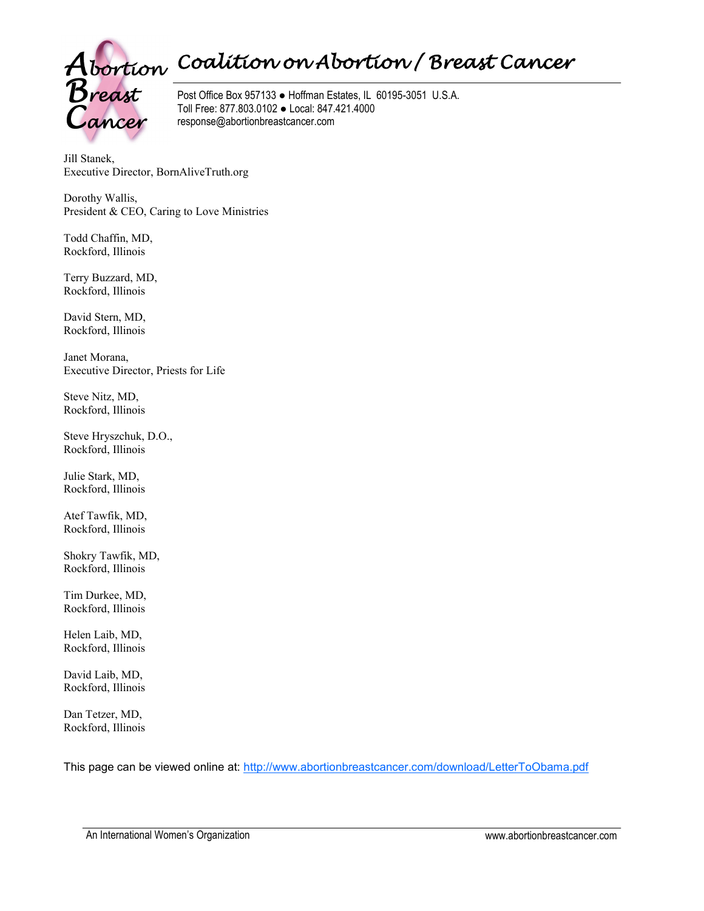# Coalition on Abortion / Breast Cancer

Post Office Box 957133 ● Hoffman Estates, IL 60195-3051 U.S.A.
Toll Free: 877.803.0102 ● Local: 847.421.4000
response@abortionbreastcancer.com

Jill Stanek,
Executive Director, BornAliveTruth.org

Dorothy Wallis,
President & CEO, Caring to Love Ministries

Todd Chaffin, MD,
Rockford, Illinois

Terry Buzzard, MD,
Rockford, Illinois

David Stern, MD,
Rockford, Illinois

Janet Morana,
Executive Director, Priests for Life

Steve Nitz, MD,
Rockford, Illinois

Steve Hryszchuk, D.O.,
Rockford, Illinois

Julie Stark, MD,
Rockford, Illinois

Atef Tawfik, MD,
Rockford, Illinois

Shokry Tawfik, MD,
Rockford, Illinois

Tim Durkee, MD,
Rockford, Illinois

Helen Laib, MD,
Rockford, Illinois

David Laib, MD,
Rockford, Illinois

Dan Tetzer, MD,
Rockford, Illinois

This page can be viewed online at: http://www.abortionbreastcancer.com/download/LetterToObama.pdf

An International Women's Organization www.abortionbreastcancer.com